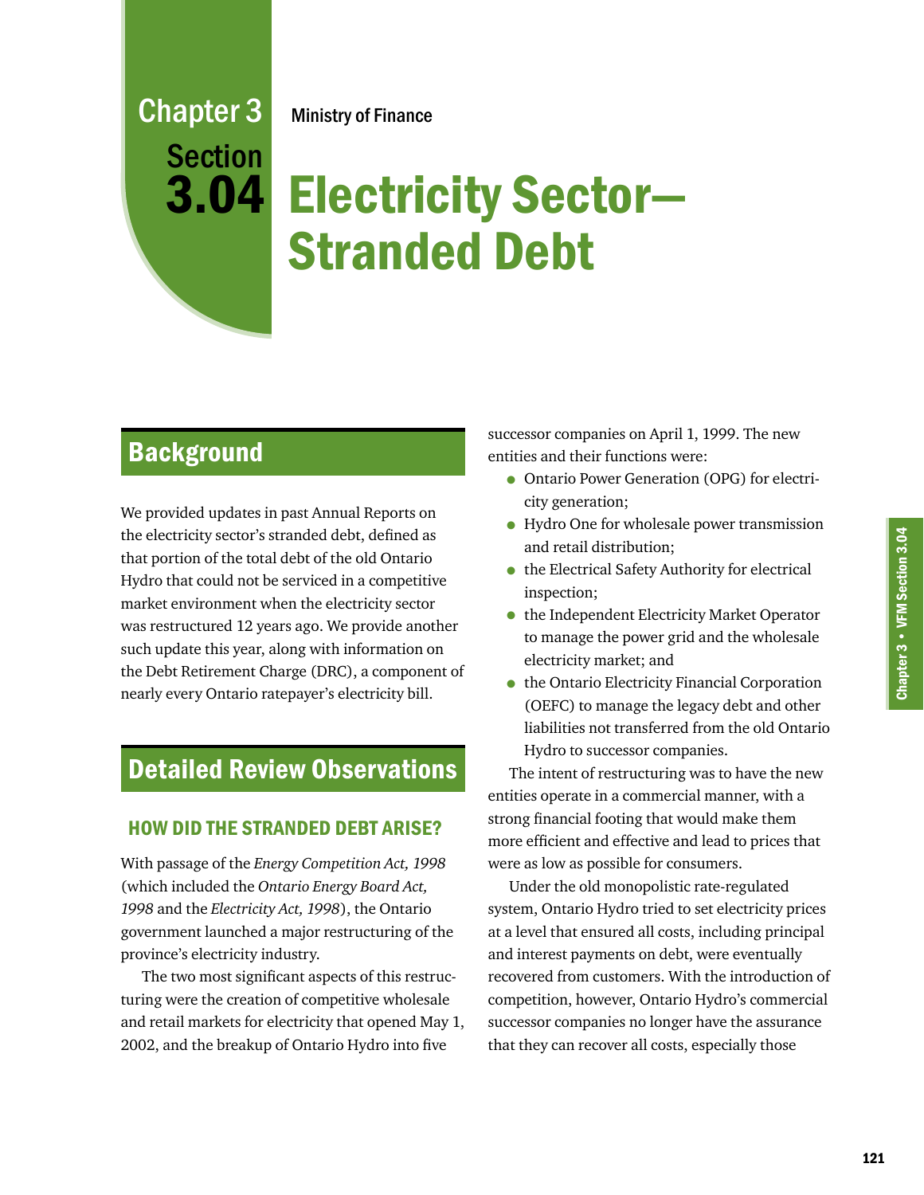# Chapter 3 Section 3.04

Ministry of Finance

# Electricity Sector—Stranded Debt

## Background

We provided updates in past Annual Reports on the electricity sector's stranded debt, defined as that portion of the total debt of the old Ontario Hydro that could not be serviced in a competitive market environment when the electricity sector was restructured 12 years ago. We provide another such update this year, along with information on the Debt Retirement Charge (DRC), a component of nearly every Ontario ratepayer's electricity bill.

## Detailed Review Observations

### HOW DID THE STRANDED DEBT ARISE?

With passage of the *Energy Competition Act, 1998* (which included the *Ontario Energy Board Act, 1998* and the *Electricity Act, 1998*), the Ontario government launched a major restructuring of the province's electricity industry.

The two most significant aspects of this restructuring were the creation of competitive wholesale and retail markets for electricity that opened May 1, 2002, and the breakup of Ontario Hydro into five successor companies on April 1, 1999. The new entities and their functions were:

- Ontario Power Generation (OPG) for electricity generation;
- Hydro One for wholesale power transmission and retail distribution;
- the Electrical Safety Authority for electrical inspection;
- the Independent Electricity Market Operator to manage the power grid and the wholesale electricity market; and
- the Ontario Electricity Financial Corporation (OEFC) to manage the legacy debt and other liabilities not transferred from the old Ontario Hydro to successor companies.

The intent of restructuring was to have the new entities operate in a commercial manner, with a strong financial footing that would make them more efficient and effective and lead to prices that were as low as possible for consumers.

Under the old monopolistic rate-regulated system, Ontario Hydro tried to set electricity prices at a level that ensured all costs, including principal and interest payments on debt, were eventually recovered from customers. With the introduction of competition, however, Ontario Hydro's commercial successor companies no longer have the assurance that they can recover all costs, especially those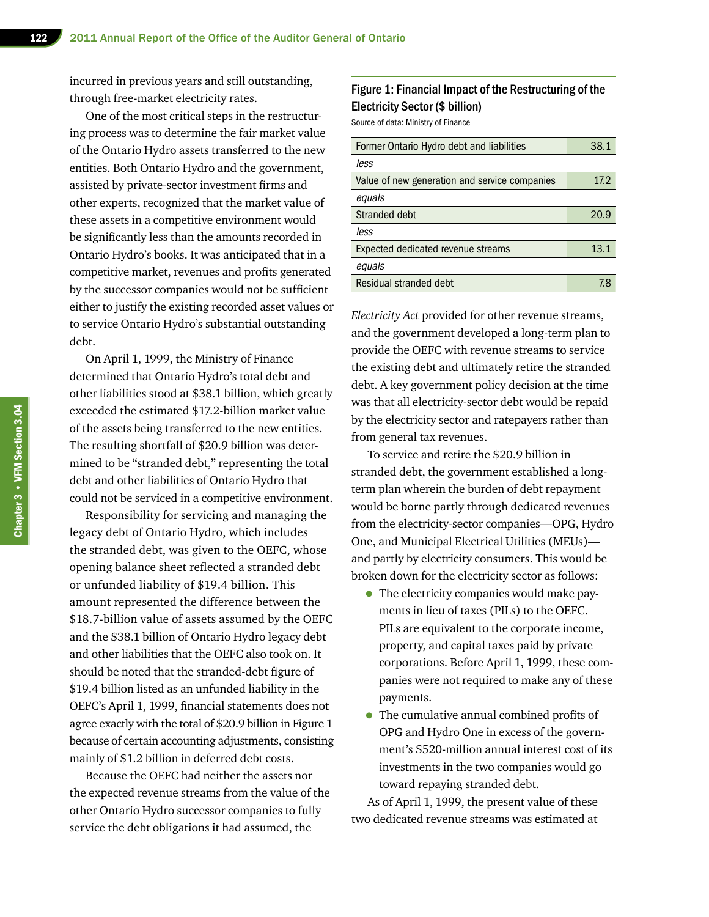incurred in previous years and still outstanding, through free-market electricity rates.

One of the most critical steps in the restructuring process was to determine the fair market value of the Ontario Hydro assets transferred to the new entities. Both Ontario Hydro and the government, assisted by private-sector investment firms and other experts, recognized that the market value of these assets in a competitive environment would be significantly less than the amounts recorded in Ontario Hydro's books. It was anticipated that in a competitive market, revenues and profits generated by the successor companies would not be sufficient either to justify the existing recorded asset values or to service Ontario Hydro's substantial outstanding debt.

On April 1, 1999, the Ministry of Finance determined that Ontario Hydro's total debt and other liabilities stood at $38.1 billion, which greatly exceeded the estimated $17.2-billion market value of the assets being transferred to the new entities. The resulting shortfall of $20.9 billion was determined to be "stranded debt," representing the total debt and other liabilities of Ontario Hydro that could not be serviced in a competitive environment.

Responsibility for servicing and managing the legacy debt of Ontario Hydro, which includes the stranded debt, was given to the OEFC, whose opening balance sheet reflected a stranded debt or unfunded liability of $19.4 billion. This amount represented the difference between the $18.7-billion value of assets assumed by the OEFC and the $38.1 billion of Ontario Hydro legacy debt and other liabilities that the OEFC also took on. It should be noted that the stranded-debt figure of $19.4 billion listed as an unfunded liability in the OEFC's April 1, 1999, financial statements does not agree exactly with the total of $20.9 billion in Figure 1 because of certain accounting adjustments, consisting mainly of $1.2 billion in deferred debt costs.

Because the OEFC had neither the assets nor the expected revenue streams from the value of the other Ontario Hydro successor companies to fully service the debt obligations it had assumed, the

**Figure 1: Financial Impact of the Restructuring of the Electricity Sector ($ billion)**

Source of data: Ministry of Finance

| | |
|---|---|
| Former Ontario Hydro debt and liabilities | 38.1 |
| *less* | |
| Value of new generation and service companies | 17.2 |
| *equals* | |
| Stranded debt | 20.9 |
| *less* | |
| Expected dedicated revenue streams | 13.1 |
| *equals* | |
| Residual stranded debt | 7.8 |

*Electricity Act* provided for other revenue streams, and the government developed a long-term plan to provide the OEFC with revenue streams to service the existing debt and ultimately retire the stranded debt. A key government policy decision at the time was that all electricity-sector debt would be repaid by the electricity sector and ratepayers rather than from general tax revenues.

To service and retire the $20.9 billion in stranded debt, the government established a long-term plan wherein the burden of debt repayment would be borne partly through dedicated revenues from the electricity-sector companies—OPG, Hydro One, and Municipal Electrical Utilities (MEUs)—and partly by electricity consumers. This would be broken down for the electricity sector as follows:

- The electricity companies would make payments in lieu of taxes (PILs) to the OEFC. PILs are equivalent to the corporate income, property, and capital taxes paid by private corporations. Before April 1, 1999, these companies were not required to make any of these payments.
- The cumulative annual combined profits of OPG and Hydro One in excess of the government's $520-million annual interest cost of its investments in the two companies would go toward repaying stranded debt.

As of April 1, 1999, the present value of these two dedicated revenue streams was estimated at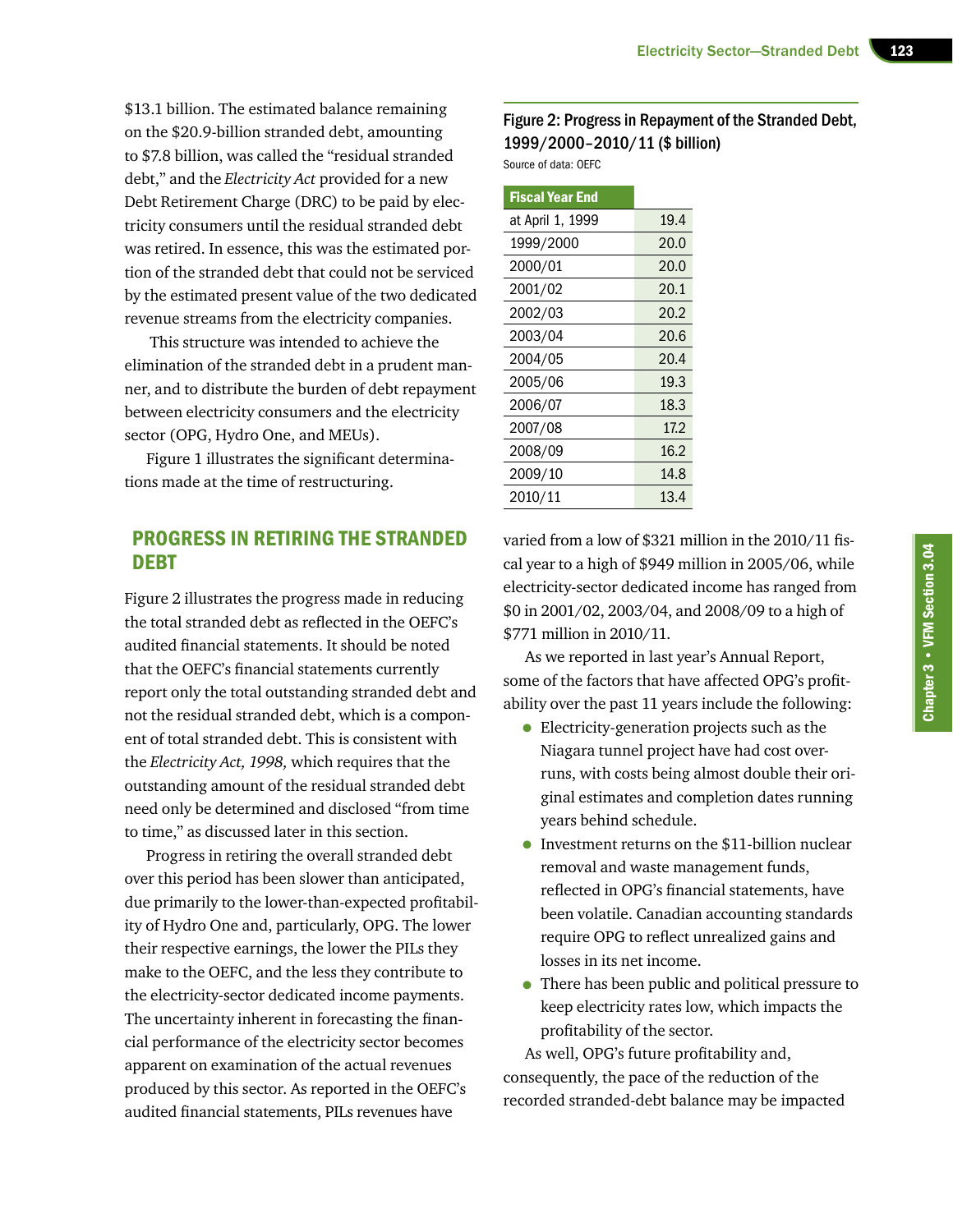$13.1 billion. The estimated balance remaining on the $20.9-billion stranded debt, amounting to $7.8 billion, was called the "residual stranded debt," and the *Electricity Act* provided for a new Debt Retirement Charge (DRC) to be paid by electricity consumers until the residual stranded debt was retired. In essence, this was the estimated portion of the stranded debt that could not be serviced by the estimated present value of the two dedicated revenue streams from the electricity companies.

This structure was intended to achieve the elimination of the stranded debt in a prudent manner, and to distribute the burden of debt repayment between electricity consumers and the electricity sector (OPG, Hydro One, and MEUs).

Figure 1 illustrates the significant determinations made at the time of restructuring.

## PROGRESS IN RETIRING THE STRANDED DEBT

Figure 2 illustrates the progress made in reducing the total stranded debt as reflected in the OEFC's audited financial statements. It should be noted that the OEFC's financial statements currently report only the total outstanding stranded debt and not the residual stranded debt, which is a component of total stranded debt. This is consistent with the *Electricity Act, 1998,* which requires that the outstanding amount of the residual stranded debt need only be determined and disclosed "from time to time," as discussed later in this section.

Progress in retiring the overall stranded debt over this period has been slower than anticipated, due primarily to the lower-than-expected profitability of Hydro One and, particularly, OPG. The lower their respective earnings, the lower the PILs they make to the OEFC, and the less they contribute to the electricity-sector dedicated income payments. The uncertainty inherent in forecasting the financial performance of the electricity sector becomes apparent on examination of the actual revenues produced by this sector. As reported in the OEFC's audited financial statements, PILs revenues have varied from a low of $321 million in the 2010/11 fiscal year to a high of $949 million in 2005/06, while electricity-sector dedicated income has ranged from $0 in 2001/02, 2003/04, and 2008/09 to a high of $771 million in 2010/11.

As we reported in last year's Annual Report, some of the factors that have affected OPG's profitability over the past 11 years include the following:

- Electricity-generation projects such as the Niagara tunnel project have had cost overruns, with costs being almost double their original estimates and completion dates running years behind schedule.
- Investment returns on the $11-billion nuclear removal and waste management funds, reflected in OPG's financial statements, have been volatile. Canadian accounting standards require OPG to reflect unrealized gains and losses in its net income.
- There has been public and political pressure to keep electricity rates low, which impacts the profitability of the sector.

As well, OPG's future profitability and, consequently, the pace of the reduction of the recorded stranded-debt balance may be impacted

**Figure 2: Progress in Repayment of the Stranded Debt, 1999/2000–2010/11 ($ billion)**
Source of data: OEFC

| Fiscal Year End | |
|---|---|
| at April 1, 1999 | 19.4 |
| 1999/2000 | 20.0 |
| 2000/01 | 20.0 |
| 2001/02 | 20.1 |
| 2002/03 | 20.2 |
| 2003/04 | 20.6 |
| 2004/05 | 20.4 |
| 2005/06 | 19.3 |
| 2006/07 | 18.3 |
| 2007/08 | 17.2 |
| 2008/09 | 16.2 |
| 2009/10 | 14.8 |
| 2010/11 | 13.4 |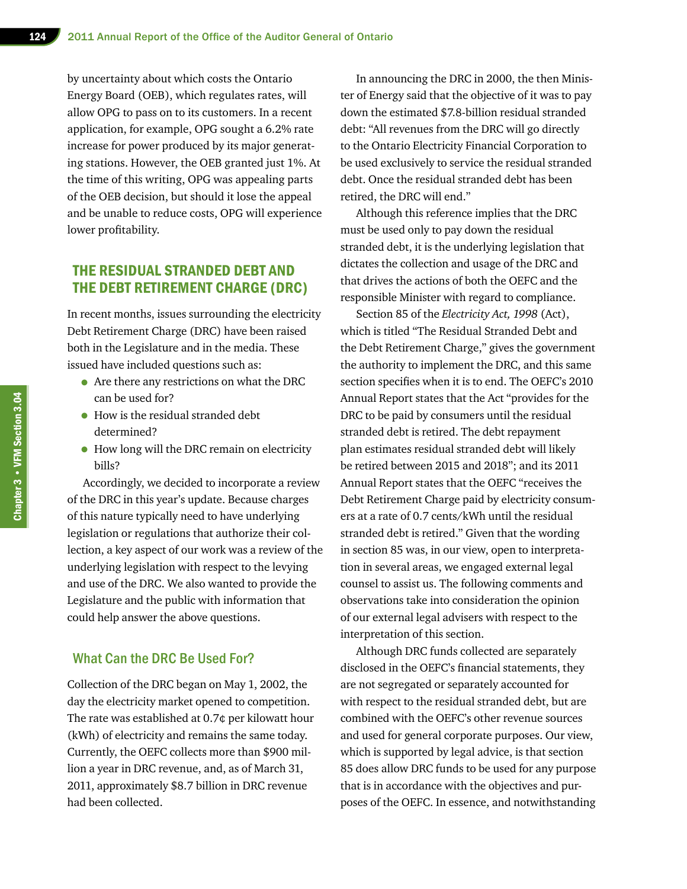by uncertainty about which costs the Ontario Energy Board (OEB), which regulates rates, will allow OPG to pass on to its customers. In a recent application, for example, OPG sought a 6.2% rate increase for power produced by its major generating stations. However, the OEB granted just 1%. At the time of this writing, OPG was appealing parts of the OEB decision, but should it lose the appeal and be unable to reduce costs, OPG will experience lower profitability.

## THE RESIDUAL STRANDED DEBT AND THE DEBT RETIREMENT CHARGE (DRC)

In recent months, issues surrounding the electricity Debt Retirement Charge (DRC) have been raised both in the Legislature and in the media. These issued have included questions such as:

- Are there any restrictions on what the DRC can be used for?
- How is the residual stranded debt determined?
- How long will the DRC remain on electricity bills?

Accordingly, we decided to incorporate a review of the DRC in this year's update. Because charges of this nature typically need to have underlying legislation or regulations that authorize their collection, a key aspect of our work was a review of the underlying legislation with respect to the levying and use of the DRC. We also wanted to provide the Legislature and the public with information that could help answer the above questions.

### What Can the DRC Be Used For?

Collection of the DRC began on May 1, 2002, the day the electricity market opened to competition. The rate was established at 0.7¢ per kilowatt hour (kWh) of electricity and remains the same today. Currently, the OEFC collects more than $900 million a year in DRC revenue, and, as of March 31, 2011, approximately $8.7 billion in DRC revenue had been collected.

In announcing the DRC in 2000, the then Minister of Energy said that the objective of it was to pay down the estimated $7.8-billion residual stranded debt: "All revenues from the DRC will go directly to the Ontario Electricity Financial Corporation to be used exclusively to service the residual stranded debt. Once the residual stranded debt has been retired, the DRC will end."

Although this reference implies that the DRC must be used only to pay down the residual stranded debt, it is the underlying legislation that dictates the collection and usage of the DRC and that drives the actions of both the OEFC and the responsible Minister with regard to compliance.

Section 85 of the *Electricity Act, 1998* (Act), which is titled "The Residual Stranded Debt and the Debt Retirement Charge," gives the government the authority to implement the DRC, and this same section specifies when it is to end. The OEFC's 2010 Annual Report states that the Act "provides for the DRC to be paid by consumers until the residual stranded debt is retired. The debt repayment plan estimates residual stranded debt will likely be retired between 2015 and 2018"; and its 2011 Annual Report states that the OEFC "receives the Debt Retirement Charge paid by electricity consumers at a rate of 0.7 cents/kWh until the residual stranded debt is retired." Given that the wording in section 85 was, in our view, open to interpretation in several areas, we engaged external legal counsel to assist us. The following comments and observations take into consideration the opinion of our external legal advisers with respect to the interpretation of this section.

Although DRC funds collected are separately disclosed in the OEFC's financial statements, they are not segregated or separately accounted for with respect to the residual stranded debt, but are combined with the OEFC's other revenue sources and used for general corporate purposes. Our view, which is supported by legal advice, is that section 85 does allow DRC funds to be used for any purpose that is in accordance with the objectives and purposes of the OEFC. In essence, and notwithstanding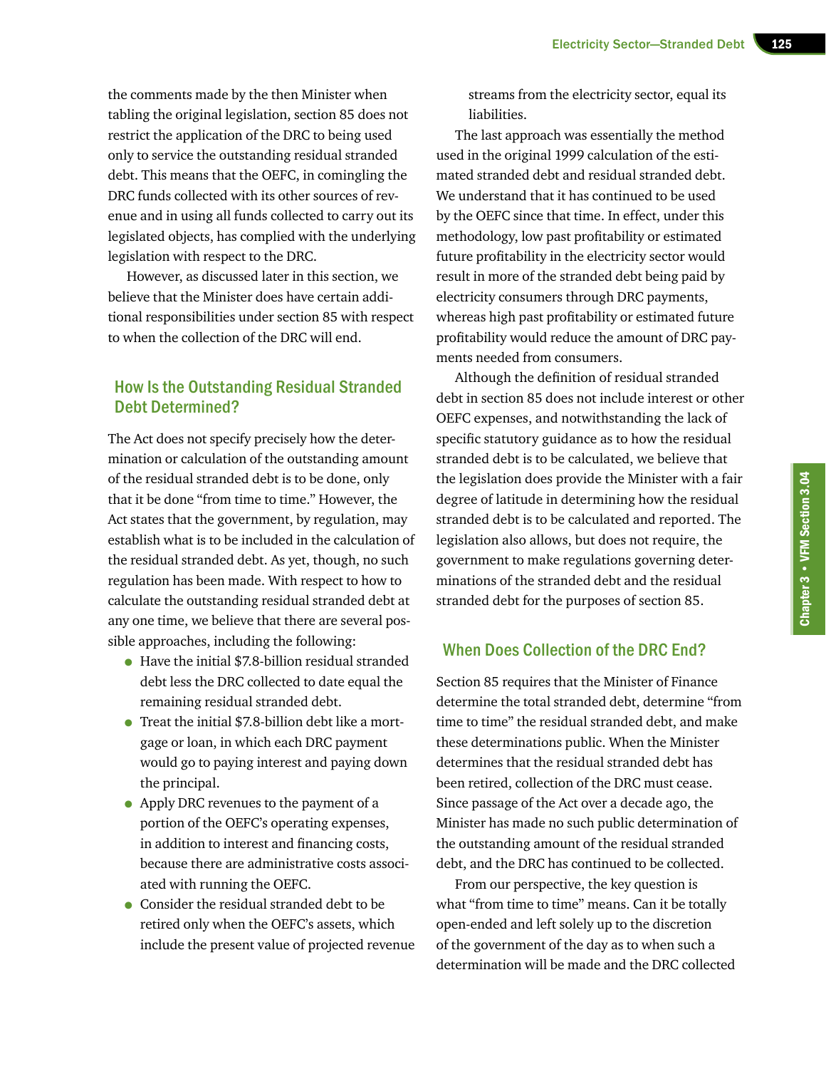the comments made by the then Minister when tabling the original legislation, section 85 does not restrict the application of the DRC to being used only to service the outstanding residual stranded debt. This means that the OEFC, in comingling the DRC funds collected with its other sources of revenue and in using all funds collected to carry out its legislated objects, has complied with the underlying legislation with respect to the DRC.

However, as discussed later in this section, we believe that the Minister does have certain additional responsibilities under section 85 with respect to when the collection of the DRC will end.

## How Is the Outstanding Residual Stranded Debt Determined?

The Act does not specify precisely how the determination or calculation of the outstanding amount of the residual stranded debt is to be done, only that it be done "from time to time." However, the Act states that the government, by regulation, may establish what is to be included in the calculation of the residual stranded debt. As yet, though, no such regulation has been made. With respect to how to calculate the outstanding residual stranded debt at any one time, we believe that there are several possible approaches, including the following:

- Have the initial $7.8-billion residual stranded debt less the DRC collected to date equal the remaining residual stranded debt.
- Treat the initial $7.8-billion debt like a mortgage or loan, in which each DRC payment would go to paying interest and paying down the principal.
- Apply DRC revenues to the payment of a portion of the OEFC's operating expenses, in addition to interest and financing costs, because there are administrative costs associated with running the OEFC.
- Consider the residual stranded debt to be retired only when the OEFC's assets, which include the present value of projected revenue streams from the electricity sector, equal its liabilities.

The last approach was essentially the method used in the original 1999 calculation of the estimated stranded debt and residual stranded debt. We understand that it has continued to be used by the OEFC since that time. In effect, under this methodology, low past profitability or estimated future profitability in the electricity sector would result in more of the stranded debt being paid by electricity consumers through DRC payments, whereas high past profitability or estimated future profitability would reduce the amount of DRC payments needed from consumers.

Although the definition of residual stranded debt in section 85 does not include interest or other OEFC expenses, and notwithstanding the lack of specific statutory guidance as to how the residual stranded debt is to be calculated, we believe that the legislation does provide the Minister with a fair degree of latitude in determining how the residual stranded debt is to be calculated and reported. The legislation also allows, but does not require, the government to make regulations governing determinations of the stranded debt and the residual stranded debt for the purposes of section 85.

## When Does Collection of the DRC End?

Section 85 requires that the Minister of Finance determine the total stranded debt, determine "from time to time" the residual stranded debt, and make these determinations public. When the Minister determines that the residual stranded debt has been retired, collection of the DRC must cease. Since passage of the Act over a decade ago, the Minister has made no such public determination of the outstanding amount of the residual stranded debt, and the DRC has continued to be collected.

From our perspective, the key question is what "from time to time" means. Can it be totally open-ended and left solely up to the discretion of the government of the day as to when such a determination will be made and the DRC collected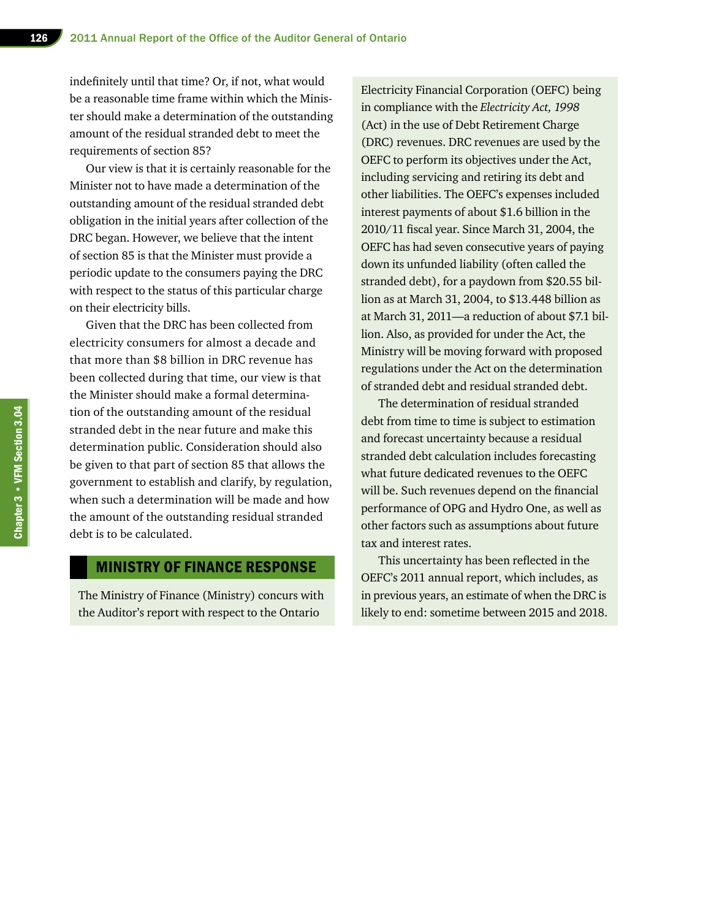indefinitely until that time? Or, if not, what would be a reasonable time frame within which the Minister should make a determination of the outstanding amount of the residual stranded debt to meet the requirements of section 85?

Our view is that it is certainly reasonable for the Minister not to have made a determination of the outstanding amount of the residual stranded debt obligation in the initial years after collection of the DRC began. However, we believe that the intent of section 85 is that the Minister must provide a periodic update to the consumers paying the DRC with respect to the status of this particular charge on their electricity bills.

Given that the DRC has been collected from electricity consumers for almost a decade and that more than $8 billion in DRC revenue has been collected during that time, our view is that the Minister should make a formal determination of the outstanding amount of the residual stranded debt in the near future and make this determination public. Consideration should also be given to that part of section 85 that allows the government to establish and clarify, by regulation, when such a determination will be made and how the amount of the outstanding residual stranded debt is to be calculated.

## MINISTRY OF FINANCE RESPONSE

The Ministry of Finance (Ministry) concurs with the Auditor's report with respect to the Ontario Electricity Financial Corporation (OEFC) being in compliance with the *Electricity Act, 1998* (Act) in the use of Debt Retirement Charge (DRC) revenues. DRC revenues are used by the OEFC to perform its objectives under the Act, including servicing and retiring its debt and other liabilities. The OEFC's expenses included interest payments of about $1.6 billion in the 2010/11 fiscal year. Since March 31, 2004, the OEFC has had seven consecutive years of paying down its unfunded liability (often called the stranded debt), for a paydown from $20.55 billion as at March 31, 2004, to $13.448 billion as at March 31, 2011—a reduction of about $7.1 billion. Also, as provided for under the Act, the Ministry will be moving forward with proposed regulations under the Act on the determination of stranded debt and residual stranded debt.

The determination of residual stranded debt from time to time is subject to estimation and forecast uncertainty because a residual stranded debt calculation includes forecasting what future dedicated revenues to the OEFC will be. Such revenues depend on the financial performance of OPG and Hydro One, as well as other factors such as assumptions about future tax and interest rates.

This uncertainty has been reflected in the OEFC's 2011 annual report, which includes, as in previous years, an estimate of when the DRC is likely to end: sometime between 2015 and 2018.